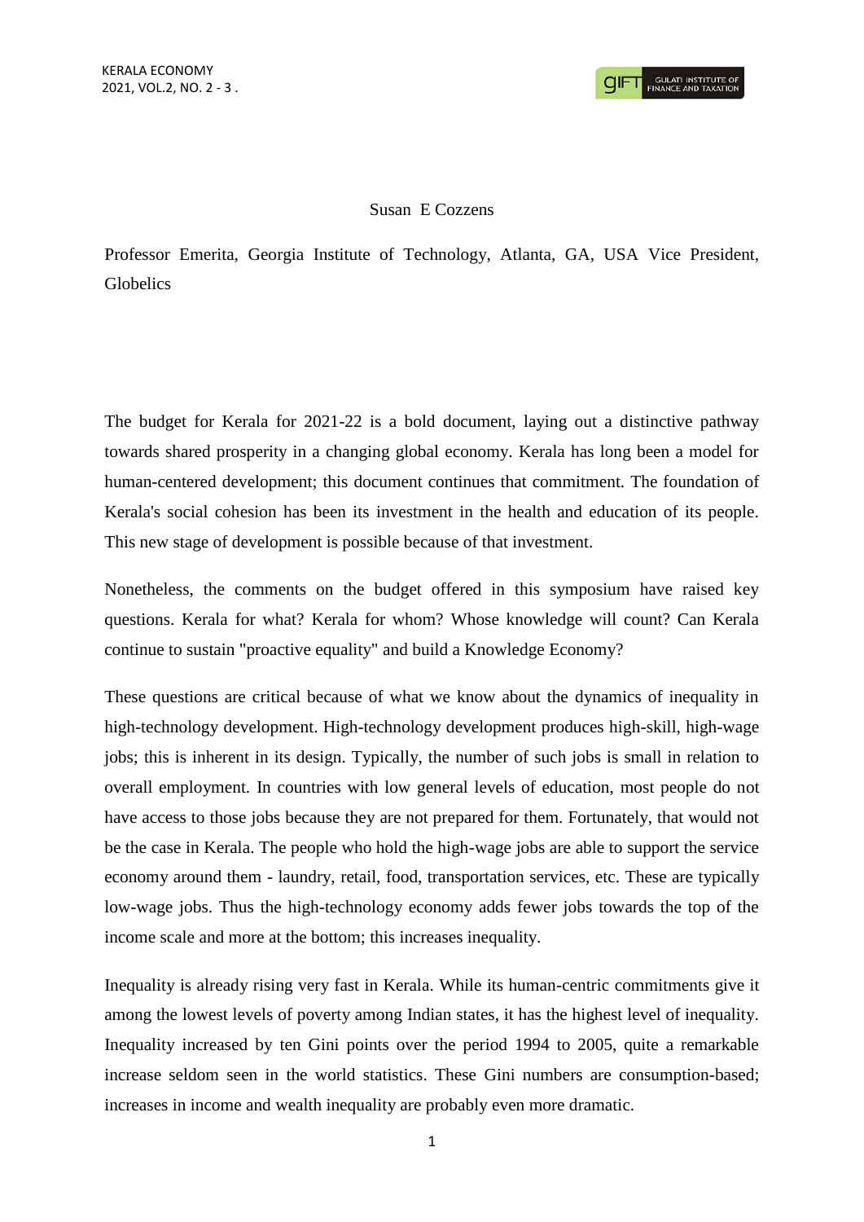Susan E Cozzens

Professor Emerita, Georgia Institute of Technology, Atlanta, GA, USA Vice President, Globelics

The budget for Kerala for 2021-22 is a bold document, laying out a distinctive pathway towards shared prosperity in a changing global economy. Kerala has long been a model for human-centered development; this document continues that commitment. The foundation of Kerala's social cohesion has been its investment in the health and education of its people. This new stage of development is possible because of that investment.

Nonetheless, the comments on the budget offered in this symposium have raised key questions. Kerala for what? Kerala for whom? Whose knowledge will count? Can Kerala continue to sustain "proactive equality" and build a Knowledge Economy?

These questions are critical because of what we know about the dynamics of inequality in high-technology development. High-technology development produces high-skill, high-wage jobs; this is inherent in its design. Typically, the number of such jobs is small in relation to overall employment. In countries with low general levels of education, most people do not have access to those jobs because they are not prepared for them. Fortunately, that would not be the case in Kerala. The people who hold the high-wage jobs are able to support the service economy around them - laundry, retail, food, transportation services, etc. These are typically low-wage jobs. Thus the high-technology economy adds fewer jobs towards the top of the income scale and more at the bottom; this increases inequality.

Inequality is already rising very fast in Kerala. While its human-centric commitments give it among the lowest levels of poverty among Indian states, it has the highest level of inequality. Inequality increased by ten Gini points over the period 1994 to 2005, quite a remarkable increase seldom seen in the world statistics. These Gini numbers are consumption-based; increases in income and wealth inequality are probably even more dramatic.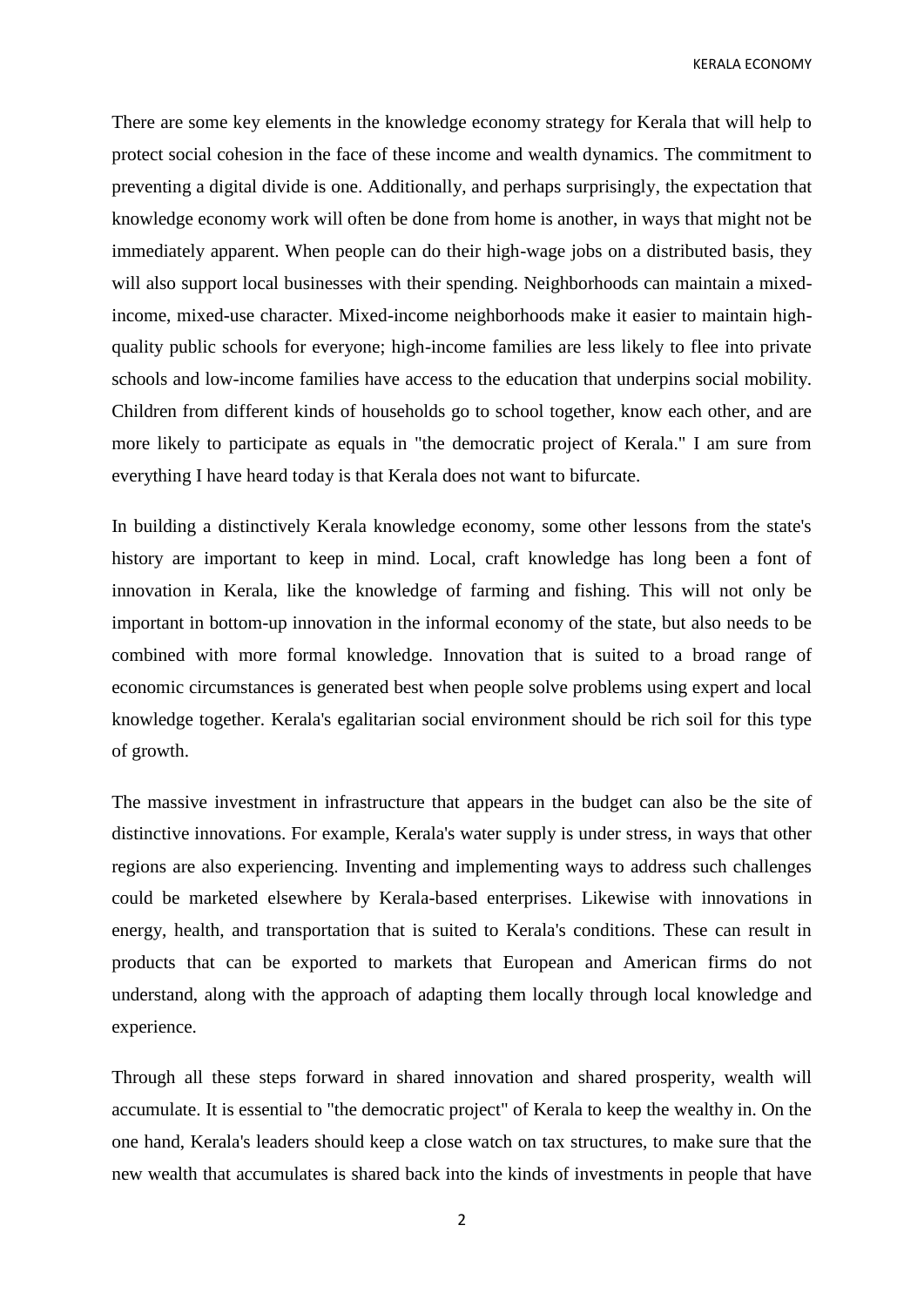There are some key elements in the knowledge economy strategy for Kerala that will help to protect social cohesion in the face of these income and wealth dynamics. The commitment to preventing a digital divide is one. Additionally, and perhaps surprisingly, the expectation that knowledge economy work will often be done from home is another, in ways that might not be immediately apparent. When people can do their high-wage jobs on a distributed basis, they will also support local businesses with their spending. Neighborhoods can maintain a mixed-income, mixed-use character. Mixed-income neighborhoods make it easier to maintain high-quality public schools for everyone; high-income families are less likely to flee into private schools and low-income families have access to the education that underpins social mobility. Children from different kinds of households go to school together, know each other, and are more likely to participate as equals in "the democratic project of Kerala." I am sure from everything I have heard today is that Kerala does not want to bifurcate.

In building a distinctively Kerala knowledge economy, some other lessons from the state's history are important to keep in mind. Local, craft knowledge has long been a font of innovation in Kerala, like the knowledge of farming and fishing. This will not only be important in bottom-up innovation in the informal economy of the state, but also needs to be combined with more formal knowledge. Innovation that is suited to a broad range of economic circumstances is generated best when people solve problems using expert and local knowledge together. Kerala's egalitarian social environment should be rich soil for this type of growth.

The massive investment in infrastructure that appears in the budget can also be the site of distinctive innovations. For example, Kerala's water supply is under stress, in ways that other regions are also experiencing. Inventing and implementing ways to address such challenges could be marketed elsewhere by Kerala-based enterprises. Likewise with innovations in energy, health, and transportation that is suited to Kerala's conditions. These can result in products that can be exported to markets that European and American firms do not understand, along with the approach of adapting them locally through local knowledge and experience.

Through all these steps forward in shared innovation and shared prosperity, wealth will accumulate. It is essential to "the democratic project" of Kerala to keep the wealthy in. On the one hand, Kerala's leaders should keep a close watch on tax structures, to make sure that the new wealth that accumulates is shared back into the kinds of investments in people that have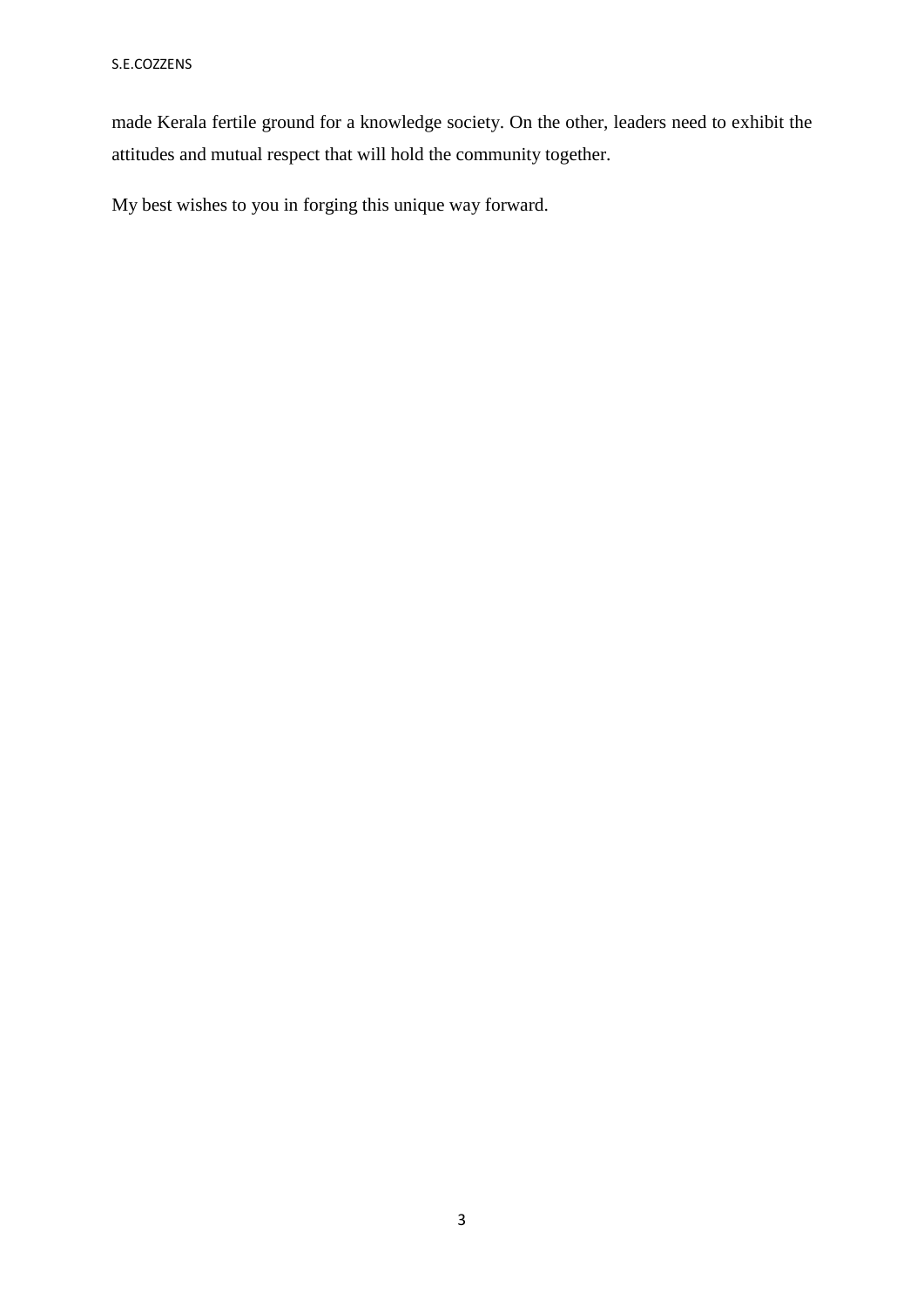made Kerala fertile ground for a knowledge society. On the other, leaders need to exhibit the attitudes and mutual respect that will hold the community together.

My best wishes to you in forging this unique way forward.